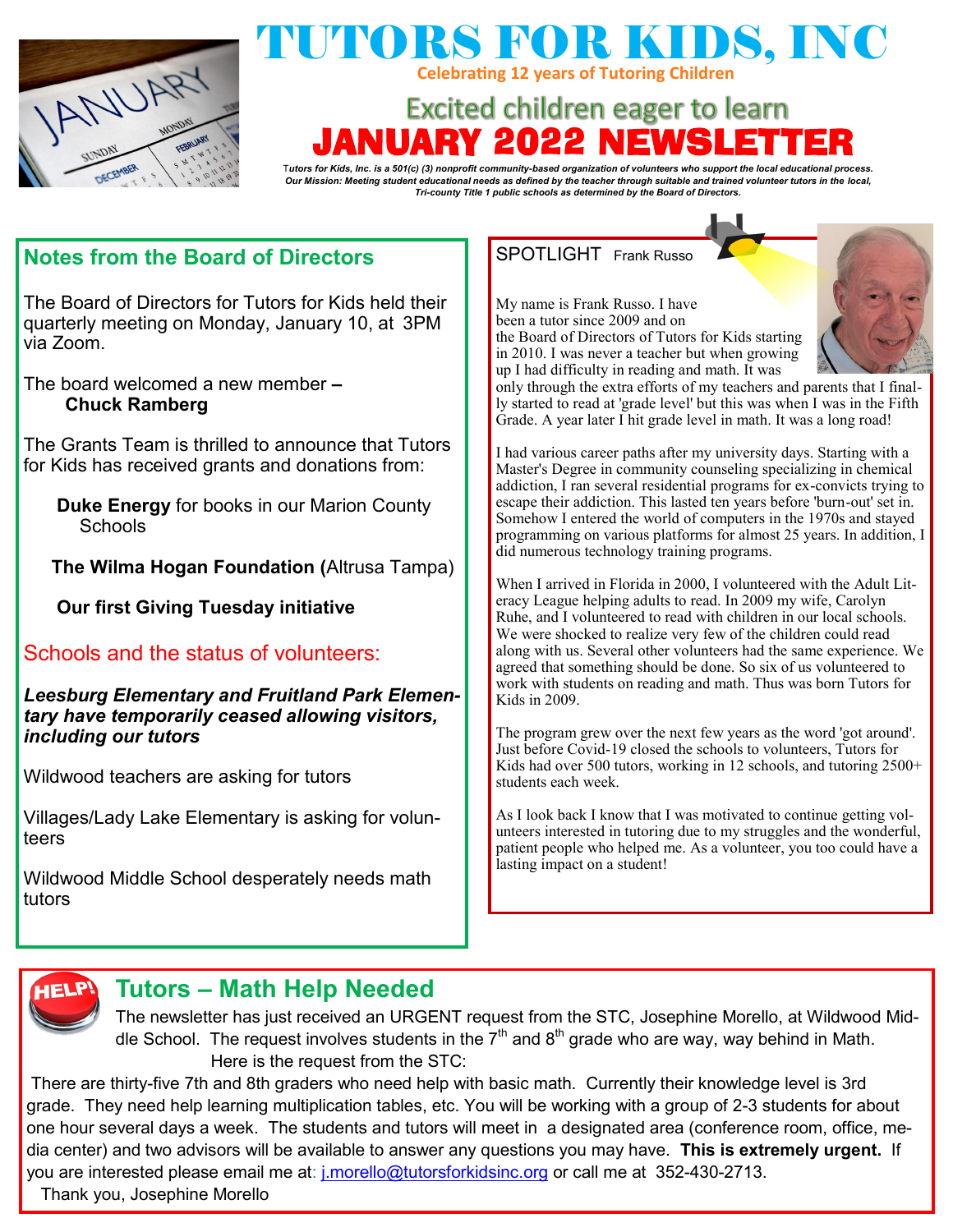# TUTORS FOR KIDS, INC

**Celebrating 12 years of Tutoring Children**

## Excited children eager to learn

# JANUARY 2022 NEWSLETTER

*Tutors for Kids, Inc. is a 501(c) (3) nonprofit community-based organization of volunteers who support the local educational process. Our Mission: Meeting student educational needs as defined by the teacher through suitable and trained volunteer tutors in the local, Tri-county Title 1 public schools as determined by the Board of Directors.*

## Notes from the Board of Directors

The Board of Directors for Tutors for Kids held their quarterly meeting on Monday, January 10, at 3PM via Zoom.

The board welcomed a new member – **Chuck Ramberg**

The Grants Team is thrilled to announce that Tutors for Kids has received grants and donations from:

**Duke Energy** for books in our Marion County Schools

**The Wilma Hogan Foundation (**Altrusa Tampa)

**Our first Giving Tuesday initiative**

### Schools and the status of volunteers:

***Leesburg Elementary and Fruitland Park Elementary have temporarily ceased allowing visitors, including our tutors***

Wildwood teachers are asking for tutors

Villages/Lady Lake Elementary is asking for volunteers

Wildwood Middle School desperately needs math tutors

## SPOTLIGHT Frank Russo

My name is Frank Russo. I have been a tutor since 2009 and on the Board of Directors of Tutors for Kids starting in 2010. I was never a teacher but when growing up I had difficulty in reading and math. It was only through the extra efforts of my teachers and parents that I finally started to read at 'grade level' but this was when I was in the Fifth Grade. A year later I hit grade level in math. It was a long road!

I had various career paths after my university days. Starting with a Master's Degree in community counseling specializing in chemical addiction, I ran several residential programs for ex-convicts trying to escape their addiction. This lasted ten years before 'burn-out' set in. Somehow I entered the world of computers in the 1970s and stayed programming on various platforms for almost 25 years. In addition, I did numerous technology training programs.

When I arrived in Florida in 2000, I volunteered with the Adult Literacy League helping adults to read. In 2009 my wife, Carolyn Ruhe, and I volunteered to read with children in our local schools. We were shocked to realize very few of the children could read along with us. Several other volunteers had the same experience. We agreed that something should be done. So six of us volunteered to work with students on reading and math. Thus was born Tutors for Kids in 2009.

The program grew over the next few years as the word 'got around'. Just before Covid-19 closed the schools to volunteers, Tutors for Kids had over 500 tutors, working in 12 schools, and tutoring 2500+ students each week.

As I look back I know that I was motivated to continue getting volunteers interested in tutoring due to my struggles and the wonderful, patient people who helped me. As a volunteer, you too could have a lasting impact on a student!

## Tutors – Math Help Needed

The newsletter has just received an URGENT request from the STC, Josephine Morello, at Wildwood Middle School. The request involves students in the 7th and 8th grade who are way, way behind in Math. Here is the request from the STC:

There are thirty-five 7th and 8th graders who need help with basic math. Currently their knowledge level is 3rd grade. They need help learning multiplication tables, etc. You will be working with a group of 2-3 students for about one hour several days a week. The students and tutors will meet in a designated area (conference room, office, media center) and two advisors will be available to answer any questions you may have. **This is extremely urgent.** If you are interested please email me at: j.morello@tutorsforkidsinc.org or call me at 352-430-2713.

Thank you, Josephine Morello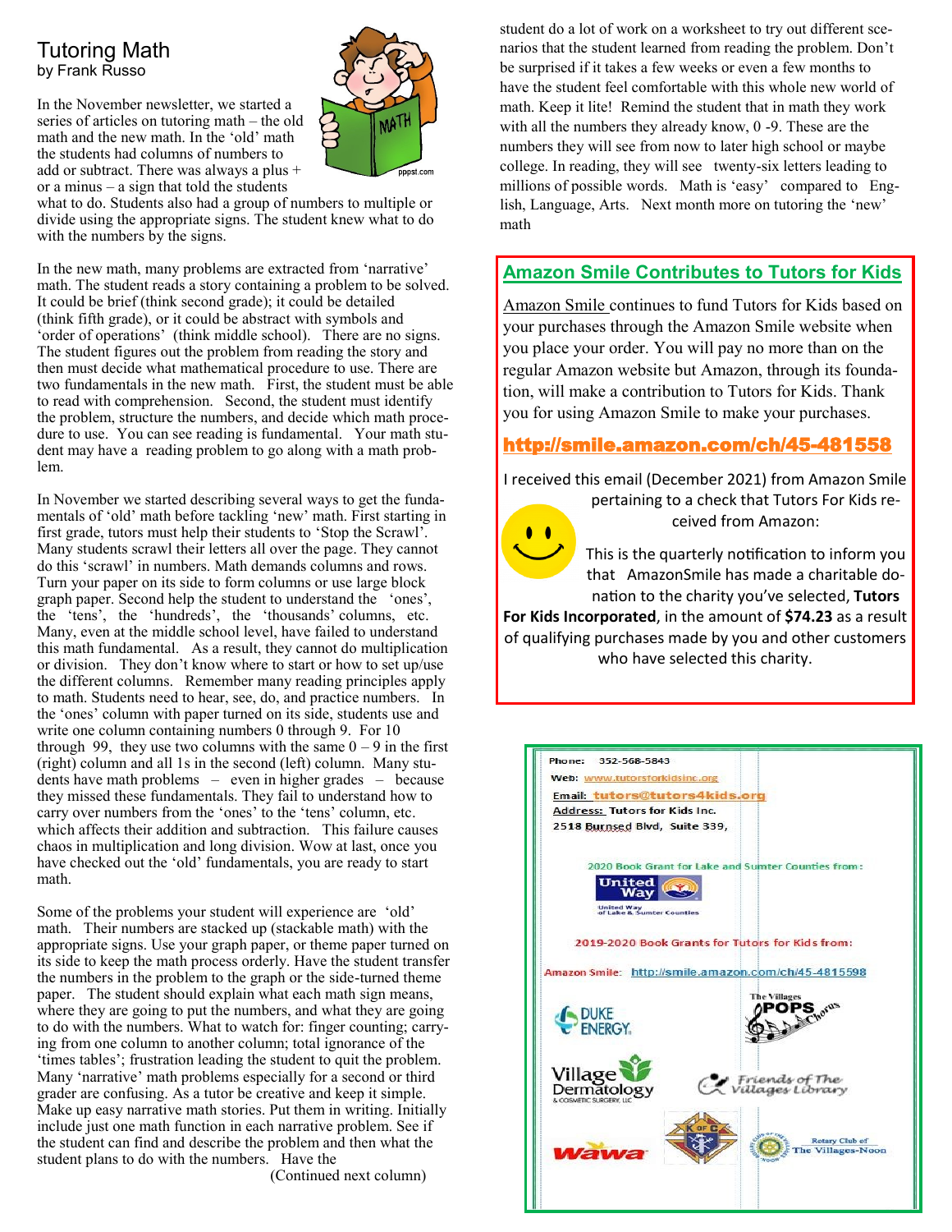# Tutoring Math

by Frank Russo

In the November newsletter, we started a series of articles on tutoring math – the old math and the new math. In the 'old' math the students had columns of numbers to add or subtract. There was always a plus + or a minus – a sign that told the students what to do. Students also had a group of numbers to multiple or divide using the appropriate signs. The student knew what to do with the numbers by the signs.

In the new math, many problems are extracted from 'narrative' math. The student reads a story containing a problem to be solved. It could be brief (think second grade); it could be detailed (think fifth grade), or it could be abstract with symbols and 'order of operations' (think middle school). There are no signs. The student figures out the problem from reading the story and then must decide what mathematical procedure to use. There are two fundamentals in the new math. First, the student must be able to read with comprehension. Second, the student must identify the problem, structure the numbers, and decide which math procedure to use. You can see reading is fundamental. Your math student may have a reading problem to go along with a math problem.

In November we started describing several ways to get the fundamentals of 'old' math before tackling 'new' math. First starting in first grade, tutors must help their students to 'Stop the Scrawl'. Many students scrawl their letters all over the page. They cannot do this 'scrawl' in numbers. Math demands columns and rows. Turn your paper on its side to form columns or use large block graph paper. Second help the student to understand the 'ones', the 'tens', the 'hundreds', the 'thousands' columns, etc. Many, even at the middle school level, have failed to understand this math fundamental. As a result, they cannot do multiplication or division. They don't know where to start or how to set up/use the different columns. Remember many reading principles apply to math. Students need to hear, see, do, and practice numbers. In the 'ones' column with paper turned on its side, students use and write one column containing numbers 0 through 9. For 10 through 99, they use two columns with the same 0 – 9 in the first (right) column and all 1s in the second (left) column. Many students have math problems – even in higher grades – because they missed these fundamentals. They fail to understand how to carry over numbers from the 'ones' to the 'tens' column, etc. which affects their addition and subtraction. This failure causes chaos in multiplication and long division. Wow at last, once you have checked out the 'old' fundamentals, you are ready to start math.

Some of the problems your student will experience are 'old' math. Their numbers are stacked up (stackable math) with the appropriate signs. Use your graph paper, or theme paper turned on its side to keep the math process orderly. Have the student transfer the numbers in the problem to the graph or the side-turned theme paper. The student should explain what each math sign means, where they are going to put the numbers, and what they are going to do with the numbers. What to watch for: finger counting; carrying from one column to another column; total ignorance of the 'times tables'; frustration leading the student to quit the problem. Many 'narrative' math problems especially for a second or third grader are confusing. As a tutor be creative and keep it simple. Make up easy narrative math stories. Put them in writing. Initially include just one math function in each narrative problem. See if the student can find and describe the problem and then what the student plans to do with the numbers. Have the student do a lot of work on a worksheet to try out different scenarios that the student learned from reading the problem. Don't be surprised if it takes a few weeks or even a few months to have the student feel comfortable with this whole new world of math. Keep it lite! Remind the student that in math they work with all the numbers they already know, 0 -9. These are the numbers they will see from now to later high school or maybe college. In reading, they will see twenty-six letters leading to millions of possible words. Math is 'easy' compared to English, Language, Arts. Next month more on tutoring the 'new' math

## Amazon Smile Contributes to Tutors for Kids

Amazon Smile continues to fund Tutors for Kids based on your purchases through the Amazon Smile website when you place your order. You will pay no more than on the regular Amazon website but Amazon, through its foundation, will make a contribution to Tutors for Kids. Thank you for using Amazon Smile to make your purchases.

**http://smile.amazon.com/ch/45-481558**

I received this email (December 2021) from Amazon Smile pertaining to a check that Tutors For Kids received from Amazon:

This is the quarterly notification to inform you that AmazonSmile has made a charitable donation to the charity you've selected, **Tutors For Kids Incorporated**, in the amount of **$74.23** as a result of qualifying purchases made by you and other customers who have selected this charity.

Phone: 352-568-5843

Web: www.tutorsforkidsinc.org

Email: tutors@tutors4kids.org

Address: Tutors for Kids Inc.
2518 Burnsed Blvd, Suite 339,

2020 Book Grant for Lake and Sumter Counties from:

United Way of Lake & Sumter Counties

2019-2020 Book Grants for Tutors for Kids from:

Amazon Smile: http://smile.amazon.com/ch/45-4815598

Duke Energy

The Villages POPS Chorus

Village Dermatology & Cosmetic Surgery, LLC

Friends of The Villages Library

Wawa

K of C

Rotary Club of The Villages-Noon